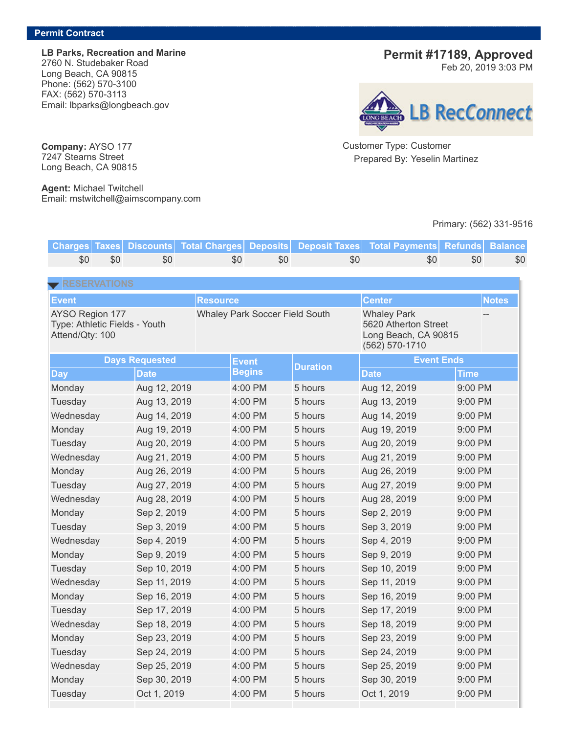## Permit Contract

**LB Parks, Recreation and Marine**
2760 N. Studebaker Road
Long Beach, CA 90815
Phone: (562) 570-3100
FAX: (562) 570-3113
Email: lbparks@longbeach.gov

## Permit #17189, Approved

Feb 20, 2019 3:03 PM

LB RecConnect

Customer Type: Customer
Prepared By: Yeselin Martinez

**Company:** AYSO 177
7247 Stearns Street
Long Beach, CA 90815

**Agent:** Michael Twitchell
Email: mstwitchell@aimscompany.com

Primary: (562) 331-9516

| Charges | Taxes | Discounts | Total Charges | Deposits | Deposit Taxes | Total Payments | Refunds | Balance |
|---|---|---|---|---|---|---|---|---|
| $0 | $0 | $0 | $0 | $0 | $0 | $0 | $0 | $0 |

### RESERVATIONS

| Event | Resource | Center | Notes |
|---|---|---|---|
| AYSO Region 177<br>Type: Athletic Fields - Youth<br>Attend/Qty: 100 | Whaley Park Soccer Field South | Whaley Park<br>5620 Atherton Street<br>Long Beach, CA 90815<br>(562) 570-1710 | -- |

| Days Requested | | Event Begins | Duration | Event Ends | |
|---|---|---|---|---|---|
| Day | Date | | | Date | Time |
| Monday | Aug 12, 2019 | 4:00 PM | 5 hours | Aug 12, 2019 | 9:00 PM |
| Tuesday | Aug 13, 2019 | 4:00 PM | 5 hours | Aug 13, 2019 | 9:00 PM |
| Wednesday | Aug 14, 2019 | 4:00 PM | 5 hours | Aug 14, 2019 | 9:00 PM |
| Monday | Aug 19, 2019 | 4:00 PM | 5 hours | Aug 19, 2019 | 9:00 PM |
| Tuesday | Aug 20, 2019 | 4:00 PM | 5 hours | Aug 20, 2019 | 9:00 PM |
| Wednesday | Aug 21, 2019 | 4:00 PM | 5 hours | Aug 21, 2019 | 9:00 PM |
| Monday | Aug 26, 2019 | 4:00 PM | 5 hours | Aug 26, 2019 | 9:00 PM |
| Tuesday | Aug 27, 2019 | 4:00 PM | 5 hours | Aug 27, 2019 | 9:00 PM |
| Wednesday | Aug 28, 2019 | 4:00 PM | 5 hours | Aug 28, 2019 | 9:00 PM |
| Monday | Sep 2, 2019 | 4:00 PM | 5 hours | Sep 2, 2019 | 9:00 PM |
| Tuesday | Sep 3, 2019 | 4:00 PM | 5 hours | Sep 3, 2019 | 9:00 PM |
| Wednesday | Sep 4, 2019 | 4:00 PM | 5 hours | Sep 4, 2019 | 9:00 PM |
| Monday | Sep 9, 2019 | 4:00 PM | 5 hours | Sep 9, 2019 | 9:00 PM |
| Tuesday | Sep 10, 2019 | 4:00 PM | 5 hours | Sep 10, 2019 | 9:00 PM |
| Wednesday | Sep 11, 2019 | 4:00 PM | 5 hours | Sep 11, 2019 | 9:00 PM |
| Monday | Sep 16, 2019 | 4:00 PM | 5 hours | Sep 16, 2019 | 9:00 PM |
| Tuesday | Sep 17, 2019 | 4:00 PM | 5 hours | Sep 17, 2019 | 9:00 PM |
| Wednesday | Sep 18, 2019 | 4:00 PM | 5 hours | Sep 18, 2019 | 9:00 PM |
| Monday | Sep 23, 2019 | 4:00 PM | 5 hours | Sep 23, 2019 | 9:00 PM |
| Tuesday | Sep 24, 2019 | 4:00 PM | 5 hours | Sep 24, 2019 | 9:00 PM |
| Wednesday | Sep 25, 2019 | 4:00 PM | 5 hours | Sep 25, 2019 | 9:00 PM |
| Monday | Sep 30, 2019 | 4:00 PM | 5 hours | Sep 30, 2019 | 9:00 PM |
| Tuesday | Oct 1, 2019 | 4:00 PM | 5 hours | Oct 1, 2019 | 9:00 PM |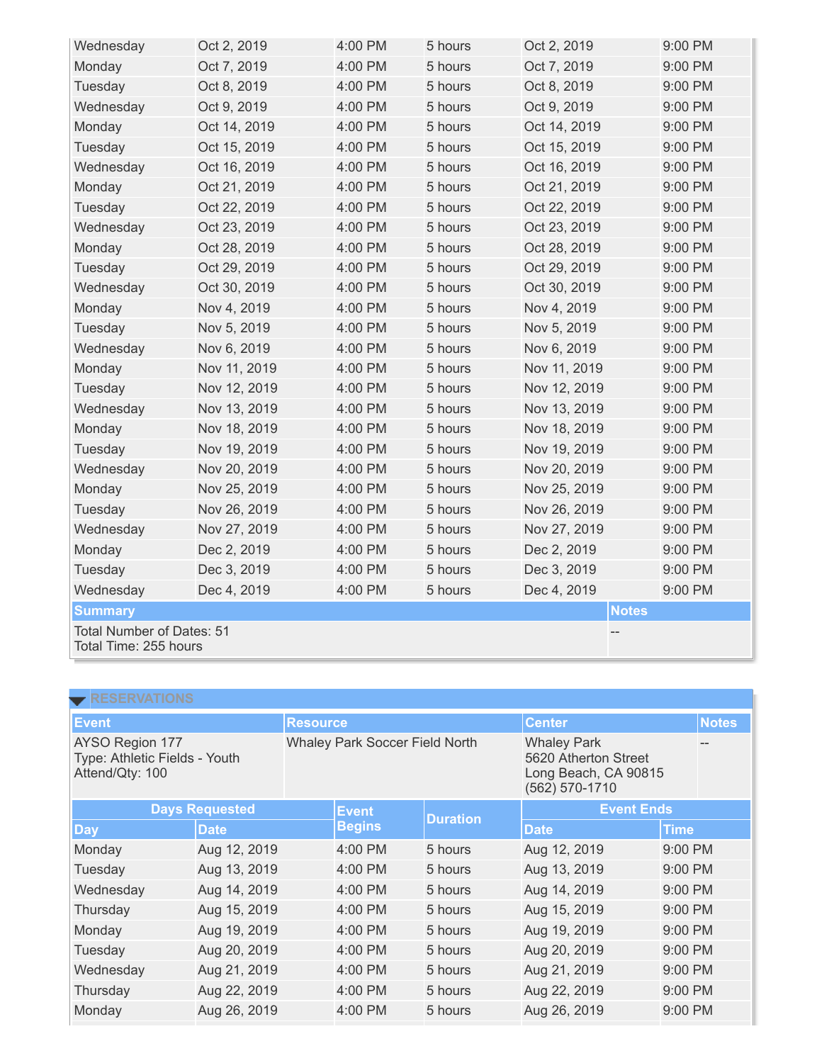| Wednesday | Oct 2, 2019 | 4:00 PM | 5 hours | Oct 2, 2019 | 9:00 PM |
|---|---|---|---|---|---|
| Monday | Oct 7, 2019 | 4:00 PM | 5 hours | Oct 7, 2019 | 9:00 PM |
| Tuesday | Oct 8, 2019 | 4:00 PM | 5 hours | Oct 8, 2019 | 9:00 PM |
| Wednesday | Oct 9, 2019 | 4:00 PM | 5 hours | Oct 9, 2019 | 9:00 PM |
| Monday | Oct 14, 2019 | 4:00 PM | 5 hours | Oct 14, 2019 | 9:00 PM |
| Tuesday | Oct 15, 2019 | 4:00 PM | 5 hours | Oct 15, 2019 | 9:00 PM |
| Wednesday | Oct 16, 2019 | 4:00 PM | 5 hours | Oct 16, 2019 | 9:00 PM |
| Monday | Oct 21, 2019 | 4:00 PM | 5 hours | Oct 21, 2019 | 9:00 PM |
| Tuesday | Oct 22, 2019 | 4:00 PM | 5 hours | Oct 22, 2019 | 9:00 PM |
| Wednesday | Oct 23, 2019 | 4:00 PM | 5 hours | Oct 23, 2019 | 9:00 PM |
| Monday | Oct 28, 2019 | 4:00 PM | 5 hours | Oct 28, 2019 | 9:00 PM |
| Tuesday | Oct 29, 2019 | 4:00 PM | 5 hours | Oct 29, 2019 | 9:00 PM |
| Wednesday | Oct 30, 2019 | 4:00 PM | 5 hours | Oct 30, 2019 | 9:00 PM |
| Monday | Nov 4, 2019 | 4:00 PM | 5 hours | Nov 4, 2019 | 9:00 PM |
| Tuesday | Nov 5, 2019 | 4:00 PM | 5 hours | Nov 5, 2019 | 9:00 PM |
| Wednesday | Nov 6, 2019 | 4:00 PM | 5 hours | Nov 6, 2019 | 9:00 PM |
| Monday | Nov 11, 2019 | 4:00 PM | 5 hours | Nov 11, 2019 | 9:00 PM |
| Tuesday | Nov 12, 2019 | 4:00 PM | 5 hours | Nov 12, 2019 | 9:00 PM |
| Wednesday | Nov 13, 2019 | 4:00 PM | 5 hours | Nov 13, 2019 | 9:00 PM |
| Monday | Nov 18, 2019 | 4:00 PM | 5 hours | Nov 18, 2019 | 9:00 PM |
| Tuesday | Nov 19, 2019 | 4:00 PM | 5 hours | Nov 19, 2019 | 9:00 PM |
| Wednesday | Nov 20, 2019 | 4:00 PM | 5 hours | Nov 20, 2019 | 9:00 PM |
| Monday | Nov 25, 2019 | 4:00 PM | 5 hours | Nov 25, 2019 | 9:00 PM |
| Tuesday | Nov 26, 2019 | 4:00 PM | 5 hours | Nov 26, 2019 | 9:00 PM |
| Wednesday | Nov 27, 2019 | 4:00 PM | 5 hours | Nov 27, 2019 | 9:00 PM |
| Monday | Dec 2, 2019 | 4:00 PM | 5 hours | Dec 2, 2019 | 9:00 PM |
| Tuesday | Dec 3, 2019 | 4:00 PM | 5 hours | Dec 3, 2019 | 9:00 PM |
| Wednesday | Dec 4, 2019 | 4:00 PM | 5 hours | Dec 4, 2019 | 9:00 PM |

| Summary | Notes |
|---|---|
| Total Number of Dates: 51<br>Total Time: 255 hours | -- |

## RESERVATIONS

| Event | Resource | Center | Notes |
|---|---|---|---|
| AYSO Region 177<br>Type: Athletic Fields - Youth<br>Attend/Qty: 100 | Whaley Park Soccer Field North | Whaley Park<br>5620 Atherton Street<br>Long Beach, CA 90815<br>(562) 570-1710 | -- |

| Days Requested | | Event Begins | Duration | Event Ends | |
|---|---|---|---|---|---|
| Day | Date | | | Date | Time |
| Monday | Aug 12, 2019 | 4:00 PM | 5 hours | Aug 12, 2019 | 9:00 PM |
| Tuesday | Aug 13, 2019 | 4:00 PM | 5 hours | Aug 13, 2019 | 9:00 PM |
| Wednesday | Aug 14, 2019 | 4:00 PM | 5 hours | Aug 14, 2019 | 9:00 PM |
| Thursday | Aug 15, 2019 | 4:00 PM | 5 hours | Aug 15, 2019 | 9:00 PM |
| Monday | Aug 19, 2019 | 4:00 PM | 5 hours | Aug 19, 2019 | 9:00 PM |
| Tuesday | Aug 20, 2019 | 4:00 PM | 5 hours | Aug 20, 2019 | 9:00 PM |
| Wednesday | Aug 21, 2019 | 4:00 PM | 5 hours | Aug 21, 2019 | 9:00 PM |
| Thursday | Aug 22, 2019 | 4:00 PM | 5 hours | Aug 22, 2019 | 9:00 PM |
| Monday | Aug 26, 2019 | 4:00 PM | 5 hours | Aug 26, 2019 | 9:00 PM |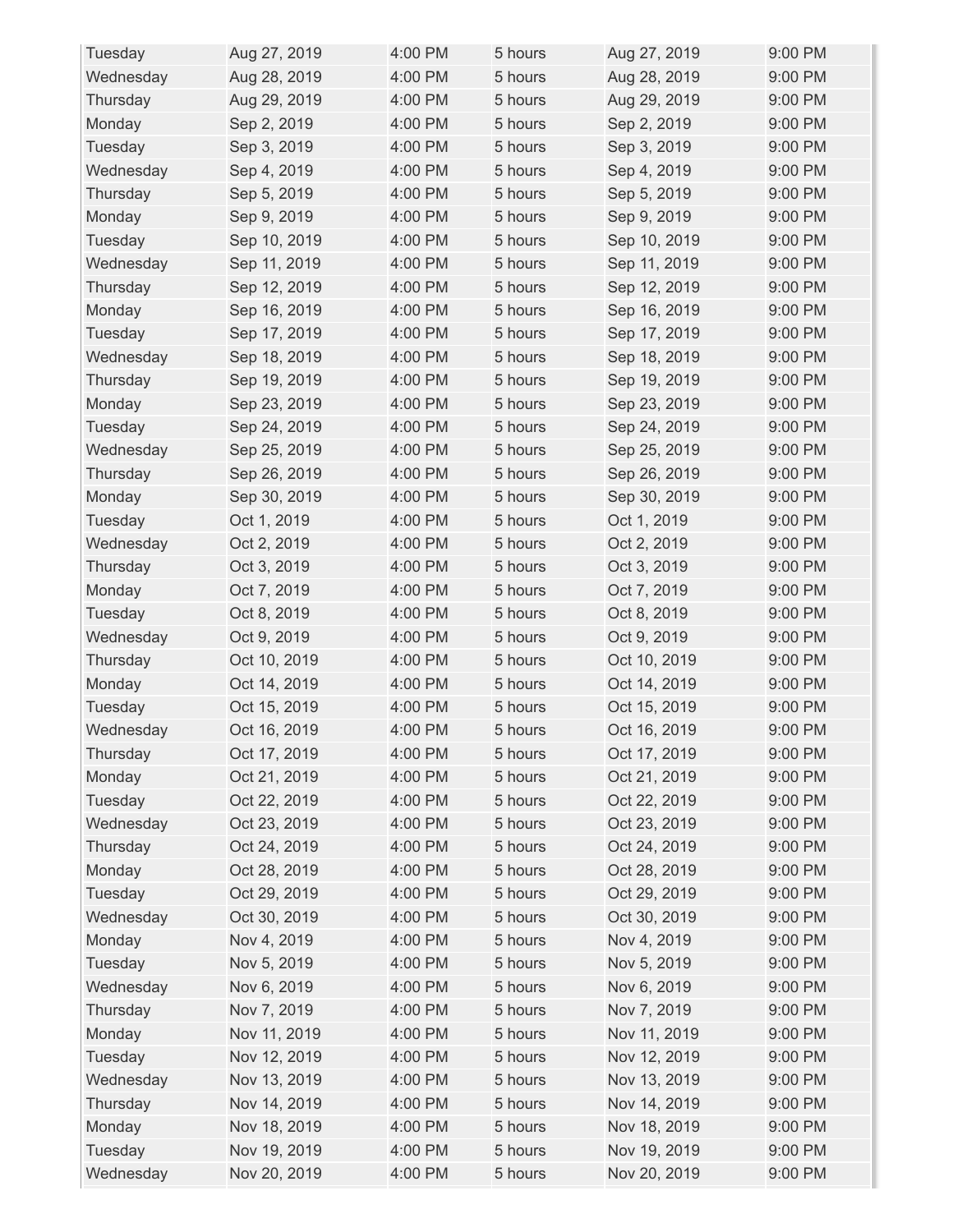| | | | | | |
|---|---|---|---|---|---|
| Tuesday | Aug 27, 2019 | 4:00 PM | 5 hours | Aug 27, 2019 | 9:00 PM |
| Wednesday | Aug 28, 2019 | 4:00 PM | 5 hours | Aug 28, 2019 | 9:00 PM |
| Thursday | Aug 29, 2019 | 4:00 PM | 5 hours | Aug 29, 2019 | 9:00 PM |
| Monday | Sep 2, 2019 | 4:00 PM | 5 hours | Sep 2, 2019 | 9:00 PM |
| Tuesday | Sep 3, 2019 | 4:00 PM | 5 hours | Sep 3, 2019 | 9:00 PM |
| Wednesday | Sep 4, 2019 | 4:00 PM | 5 hours | Sep 4, 2019 | 9:00 PM |
| Thursday | Sep 5, 2019 | 4:00 PM | 5 hours | Sep 5, 2019 | 9:00 PM |
| Monday | Sep 9, 2019 | 4:00 PM | 5 hours | Sep 9, 2019 | 9:00 PM |
| Tuesday | Sep 10, 2019 | 4:00 PM | 5 hours | Sep 10, 2019 | 9:00 PM |
| Wednesday | Sep 11, 2019 | 4:00 PM | 5 hours | Sep 11, 2019 | 9:00 PM |
| Thursday | Sep 12, 2019 | 4:00 PM | 5 hours | Sep 12, 2019 | 9:00 PM |
| Monday | Sep 16, 2019 | 4:00 PM | 5 hours | Sep 16, 2019 | 9:00 PM |
| Tuesday | Sep 17, 2019 | 4:00 PM | 5 hours | Sep 17, 2019 | 9:00 PM |
| Wednesday | Sep 18, 2019 | 4:00 PM | 5 hours | Sep 18, 2019 | 9:00 PM |
| Thursday | Sep 19, 2019 | 4:00 PM | 5 hours | Sep 19, 2019 | 9:00 PM |
| Monday | Sep 23, 2019 | 4:00 PM | 5 hours | Sep 23, 2019 | 9:00 PM |
| Tuesday | Sep 24, 2019 | 4:00 PM | 5 hours | Sep 24, 2019 | 9:00 PM |
| Wednesday | Sep 25, 2019 | 4:00 PM | 5 hours | Sep 25, 2019 | 9:00 PM |
| Thursday | Sep 26, 2019 | 4:00 PM | 5 hours | Sep 26, 2019 | 9:00 PM |
| Monday | Sep 30, 2019 | 4:00 PM | 5 hours | Sep 30, 2019 | 9:00 PM |
| Tuesday | Oct 1, 2019 | 4:00 PM | 5 hours | Oct 1, 2019 | 9:00 PM |
| Wednesday | Oct 2, 2019 | 4:00 PM | 5 hours | Oct 2, 2019 | 9:00 PM |
| Thursday | Oct 3, 2019 | 4:00 PM | 5 hours | Oct 3, 2019 | 9:00 PM |
| Monday | Oct 7, 2019 | 4:00 PM | 5 hours | Oct 7, 2019 | 9:00 PM |
| Tuesday | Oct 8, 2019 | 4:00 PM | 5 hours | Oct 8, 2019 | 9:00 PM |
| Wednesday | Oct 9, 2019 | 4:00 PM | 5 hours | Oct 9, 2019 | 9:00 PM |
| Thursday | Oct 10, 2019 | 4:00 PM | 5 hours | Oct 10, 2019 | 9:00 PM |
| Monday | Oct 14, 2019 | 4:00 PM | 5 hours | Oct 14, 2019 | 9:00 PM |
| Tuesday | Oct 15, 2019 | 4:00 PM | 5 hours | Oct 15, 2019 | 9:00 PM |
| Wednesday | Oct 16, 2019 | 4:00 PM | 5 hours | Oct 16, 2019 | 9:00 PM |
| Thursday | Oct 17, 2019 | 4:00 PM | 5 hours | Oct 17, 2019 | 9:00 PM |
| Monday | Oct 21, 2019 | 4:00 PM | 5 hours | Oct 21, 2019 | 9:00 PM |
| Tuesday | Oct 22, 2019 | 4:00 PM | 5 hours | Oct 22, 2019 | 9:00 PM |
| Wednesday | Oct 23, 2019 | 4:00 PM | 5 hours | Oct 23, 2019 | 9:00 PM |
| Thursday | Oct 24, 2019 | 4:00 PM | 5 hours | Oct 24, 2019 | 9:00 PM |
| Monday | Oct 28, 2019 | 4:00 PM | 5 hours | Oct 28, 2019 | 9:00 PM |
| Tuesday | Oct 29, 2019 | 4:00 PM | 5 hours | Oct 29, 2019 | 9:00 PM |
| Wednesday | Oct 30, 2019 | 4:00 PM | 5 hours | Oct 30, 2019 | 9:00 PM |
| Monday | Nov 4, 2019 | 4:00 PM | 5 hours | Nov 4, 2019 | 9:00 PM |
| Tuesday | Nov 5, 2019 | 4:00 PM | 5 hours | Nov 5, 2019 | 9:00 PM |
| Wednesday | Nov 6, 2019 | 4:00 PM | 5 hours | Nov 6, 2019 | 9:00 PM |
| Thursday | Nov 7, 2019 | 4:00 PM | 5 hours | Nov 7, 2019 | 9:00 PM |
| Monday | Nov 11, 2019 | 4:00 PM | 5 hours | Nov 11, 2019 | 9:00 PM |
| Tuesday | Nov 12, 2019 | 4:00 PM | 5 hours | Nov 12, 2019 | 9:00 PM |
| Wednesday | Nov 13, 2019 | 4:00 PM | 5 hours | Nov 13, 2019 | 9:00 PM |
| Thursday | Nov 14, 2019 | 4:00 PM | 5 hours | Nov 14, 2019 | 9:00 PM |
| Monday | Nov 18, 2019 | 4:00 PM | 5 hours | Nov 18, 2019 | 9:00 PM |
| Tuesday | Nov 19, 2019 | 4:00 PM | 5 hours | Nov 19, 2019 | 9:00 PM |
| Wednesday | Nov 20, 2019 | 4:00 PM | 5 hours | Nov 20, 2019 | 9:00 PM |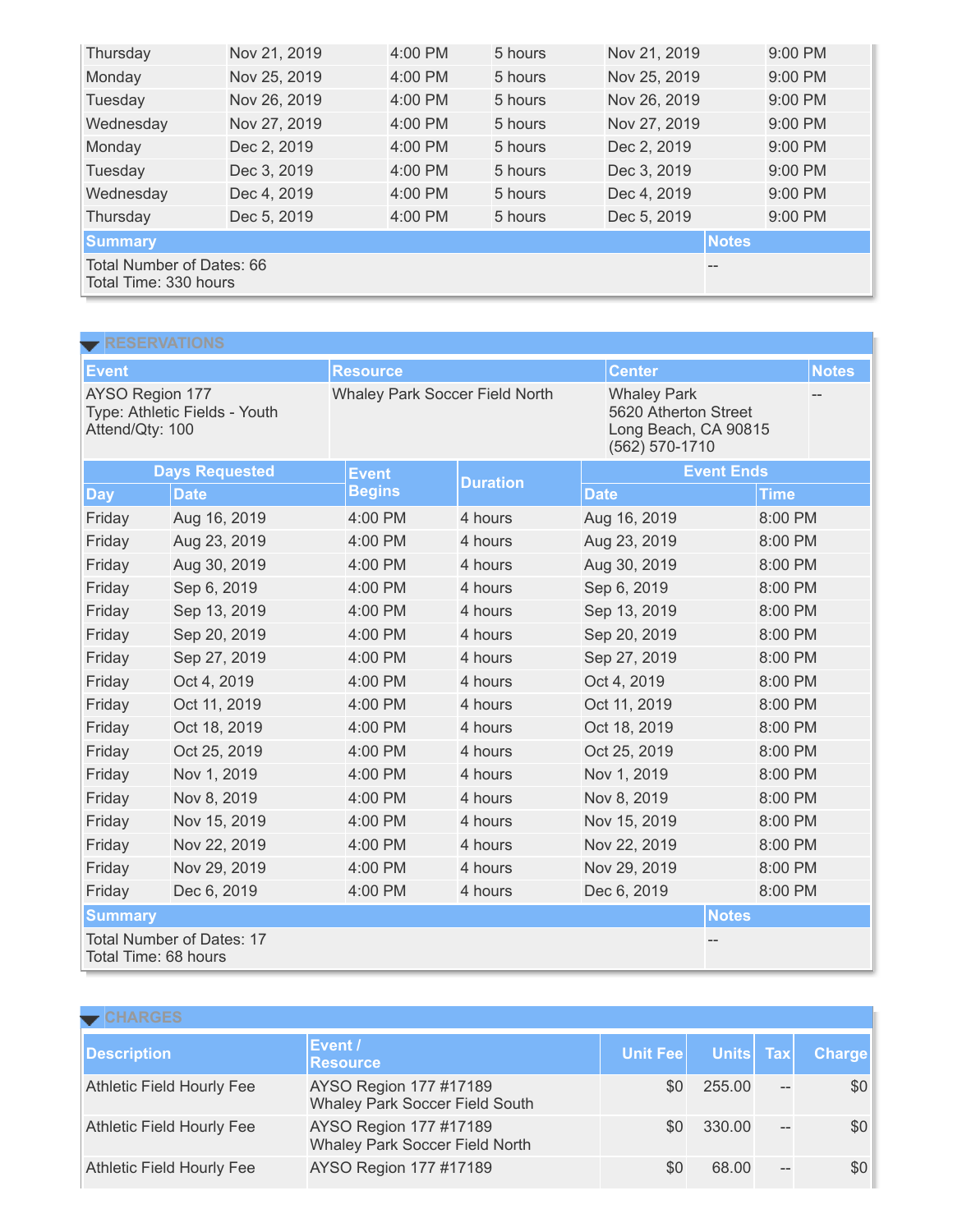| Thursday | Nov 21, 2019 | 4:00 PM | 5 hours | Nov 21, 2019 | 9:00 PM |
|---|---|---|---|---|---|
| Monday | Nov 25, 2019 | 4:00 PM | 5 hours | Nov 25, 2019 | 9:00 PM |
| Tuesday | Nov 26, 2019 | 4:00 PM | 5 hours | Nov 26, 2019 | 9:00 PM |
| Wednesday | Nov 27, 2019 | 4:00 PM | 5 hours | Nov 27, 2019 | 9:00 PM |
| Monday | Dec 2, 2019 | 4:00 PM | 5 hours | Dec 2, 2019 | 9:00 PM |
| Tuesday | Dec 3, 2019 | 4:00 PM | 5 hours | Dec 3, 2019 | 9:00 PM |
| Wednesday | Dec 4, 2019 | 4:00 PM | 5 hours | Dec 4, 2019 | 9:00 PM |
| Thursday | Dec 5, 2019 | 4:00 PM | 5 hours | Dec 5, 2019 | 9:00 PM |

| Summary | Notes |
|---|---|
| Total Number of Dates: 66<br>Total Time: 330 hours | -- |

## RESERVATIONS

| Event | Resource | Center | Notes |
|---|---|---|---|
| AYSO Region 177<br>Type: Athletic Fields - Youth<br>Attend/Qty: 100 | Whaley Park Soccer Field North | Whaley Park<br>5620 Atherton Street<br>Long Beach, CA 90815<br>(562) 570-1710 | -- |

| Days Requested | | Event Begins | Duration | Event Ends | |
|---|---|---|---|---|---|
| Day | Date | | | Date | Time |
| Friday | Aug 16, 2019 | 4:00 PM | 4 hours | Aug 16, 2019 | 8:00 PM |
| Friday | Aug 23, 2019 | 4:00 PM | 4 hours | Aug 23, 2019 | 8:00 PM |
| Friday | Aug 30, 2019 | 4:00 PM | 4 hours | Aug 30, 2019 | 8:00 PM |
| Friday | Sep 6, 2019 | 4:00 PM | 4 hours | Sep 6, 2019 | 8:00 PM |
| Friday | Sep 13, 2019 | 4:00 PM | 4 hours | Sep 13, 2019 | 8:00 PM |
| Friday | Sep 20, 2019 | 4:00 PM | 4 hours | Sep 20, 2019 | 8:00 PM |
| Friday | Sep 27, 2019 | 4:00 PM | 4 hours | Sep 27, 2019 | 8:00 PM |
| Friday | Oct 4, 2019 | 4:00 PM | 4 hours | Oct 4, 2019 | 8:00 PM |
| Friday | Oct 11, 2019 | 4:00 PM | 4 hours | Oct 11, 2019 | 8:00 PM |
| Friday | Oct 18, 2019 | 4:00 PM | 4 hours | Oct 18, 2019 | 8:00 PM |
| Friday | Oct 25, 2019 | 4:00 PM | 4 hours | Oct 25, 2019 | 8:00 PM |
| Friday | Nov 1, 2019 | 4:00 PM | 4 hours | Nov 1, 2019 | 8:00 PM |
| Friday | Nov 8, 2019 | 4:00 PM | 4 hours | Nov 8, 2019 | 8:00 PM |
| Friday | Nov 15, 2019 | 4:00 PM | 4 hours | Nov 15, 2019 | 8:00 PM |
| Friday | Nov 22, 2019 | 4:00 PM | 4 hours | Nov 22, 2019 | 8:00 PM |
| Friday | Nov 29, 2019 | 4:00 PM | 4 hours | Nov 29, 2019 | 8:00 PM |
| Friday | Dec 6, 2019 | 4:00 PM | 4 hours | Dec 6, 2019 | 8:00 PM |

| Summary | Notes |
|---|---|
| Total Number of Dates: 17<br>Total Time: 68 hours | -- |

## CHARGES

| Description | Event / Resource | Unit Fee | Units | Tax | Charge |
|---|---|---|---|---|---|
| Athletic Field Hourly Fee | AYSO Region 177 #17189<br>Whaley Park Soccer Field South | $0 | 255.00 | -- | $0 |
| Athletic Field Hourly Fee | AYSO Region 177 #17189<br>Whaley Park Soccer Field North | $0 | 330.00 | -- | $0 |
| Athletic Field Hourly Fee | AYSO Region 177 #17189 | $0 | 68.00 | -- | $0 |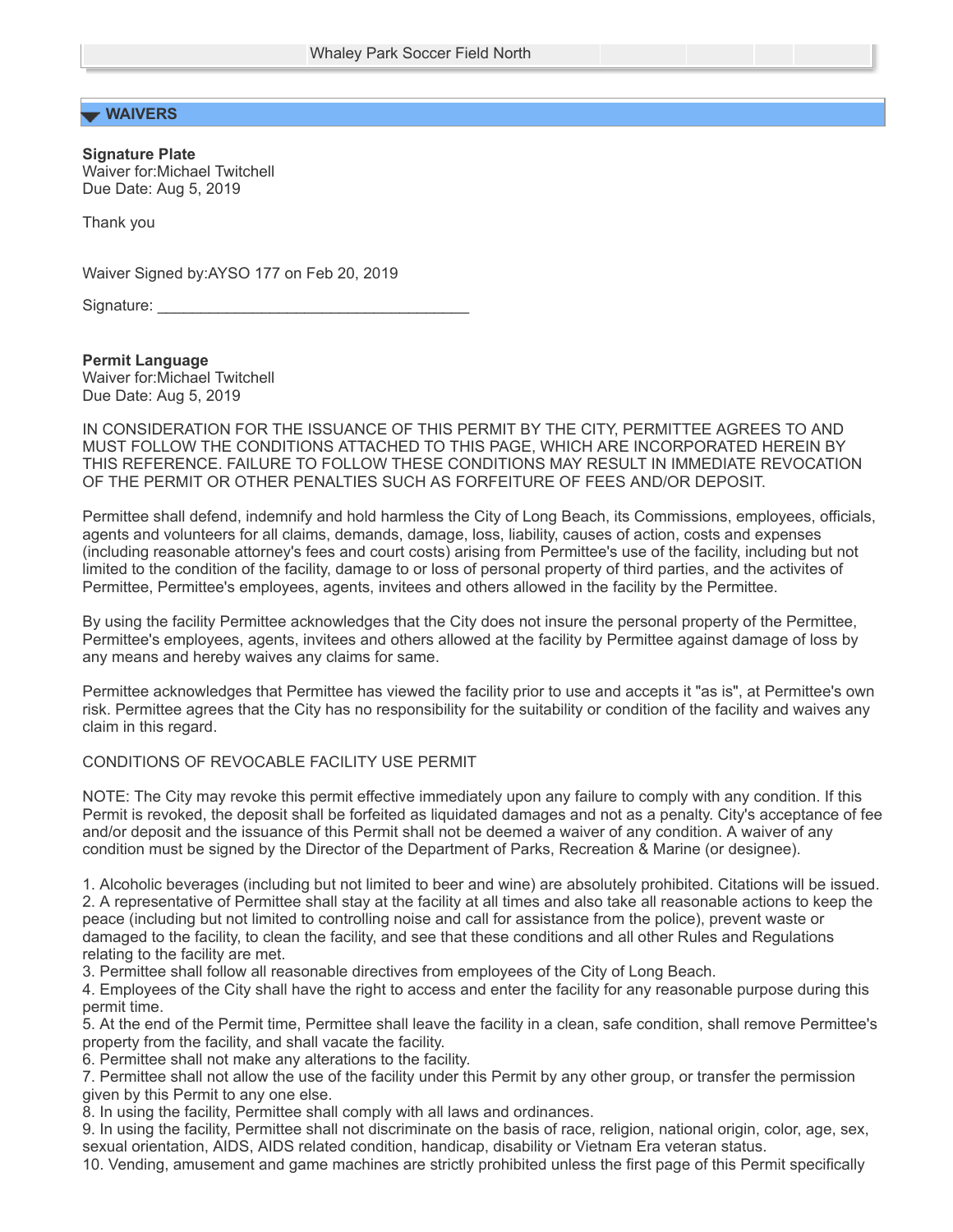| Whaley Park Soccer Field North | | | | |
| --- | --- | --- | --- | --- |

## WAIVERS

**Signature Plate**
Waiver for:Michael Twitchell
Due Date: Aug 5, 2019

Thank you

Waiver Signed by:AYSO 177 on Feb 20, 2019

Signature: ___________________________________

**Permit Language**
Waiver for:Michael Twitchell
Due Date: Aug 5, 2019

IN CONSIDERATION FOR THE ISSUANCE OF THIS PERMIT BY THE CITY, PERMITTEE AGREES TO AND MUST FOLLOW THE CONDITIONS ATTACHED TO THIS PAGE, WHICH ARE INCORPORATED HEREIN BY THIS REFERENCE. FAILURE TO FOLLOW THESE CONDITIONS MAY RESULT IN IMMEDIATE REVOCATION OF THE PERMIT OR OTHER PENALTIES SUCH AS FORFEITURE OF FEES AND/OR DEPOSIT.

Permittee shall defend, indemnify and hold harmless the City of Long Beach, its Commissions, employees, officials, agents and volunteers for all claims, demands, damage, loss, liability, causes of action, costs and expenses (including reasonable attorney's fees and court costs) arising from Permittee's use of the facility, including but not limited to the condition of the facility, damage to or loss of personal property of third parties, and the activites of Permittee, Permittee's employees, agents, invitees and others allowed in the facility by the Permittee.

By using the facility Permittee acknowledges that the City does not insure the personal property of the Permittee, Permittee's employees, agents, invitees and others allowed at the facility by Permittee against damage of loss by any means and hereby waives any claims for same.

Permittee acknowledges that Permittee has viewed the facility prior to use and accepts it "as is", at Permittee's own risk. Permittee agrees that the City has no responsibility for the suitability or condition of the facility and waives any claim in this regard.

CONDITIONS OF REVOCABLE FACILITY USE PERMIT

NOTE: The City may revoke this permit effective immediately upon any failure to comply with any condition. If this Permit is revoked, the deposit shall be forfeited as liquidated damages and not as a penalty. City's acceptance of fee and/or deposit and the issuance of this Permit shall not be deemed a waiver of any condition. A waiver of any condition must be signed by the Director of the Department of Parks, Recreation & Marine (or designee).

1. Alcoholic beverages (including but not limited to beer and wine) are absolutely prohibited. Citations will be issued.
2. A representative of Permittee shall stay at the facility at all times and also take all reasonable actions to keep the peace (including but not limited to controlling noise and call for assistance from the police), prevent waste or damaged to the facility, to clean the facility, and see that these conditions and all other Rules and Regulations relating to the facility are met.
3. Permittee shall follow all reasonable directives from employees of the City of Long Beach.
4. Employees of the City shall have the right to access and enter the facility for any reasonable purpose during this permit time.
5. At the end of the Permit time, Permittee shall leave the facility in a clean, safe condition, shall remove Permittee's property from the facility, and shall vacate the facility.
6. Permittee shall not make any alterations to the facility.
7. Permittee shall not allow the use of the facility under this Permit by any other group, or transfer the permission given by this Permit to any one else.
8. In using the facility, Permittee shall comply with all laws and ordinances.
9. In using the facility, Permittee shall not discriminate on the basis of race, religion, national origin, color, age, sex, sexual orientation, AIDS, AIDS related condition, handicap, disability or Vietnam Era veteran status.
10. Vending, amusement and game machines are strictly prohibited unless the first page of this Permit specifically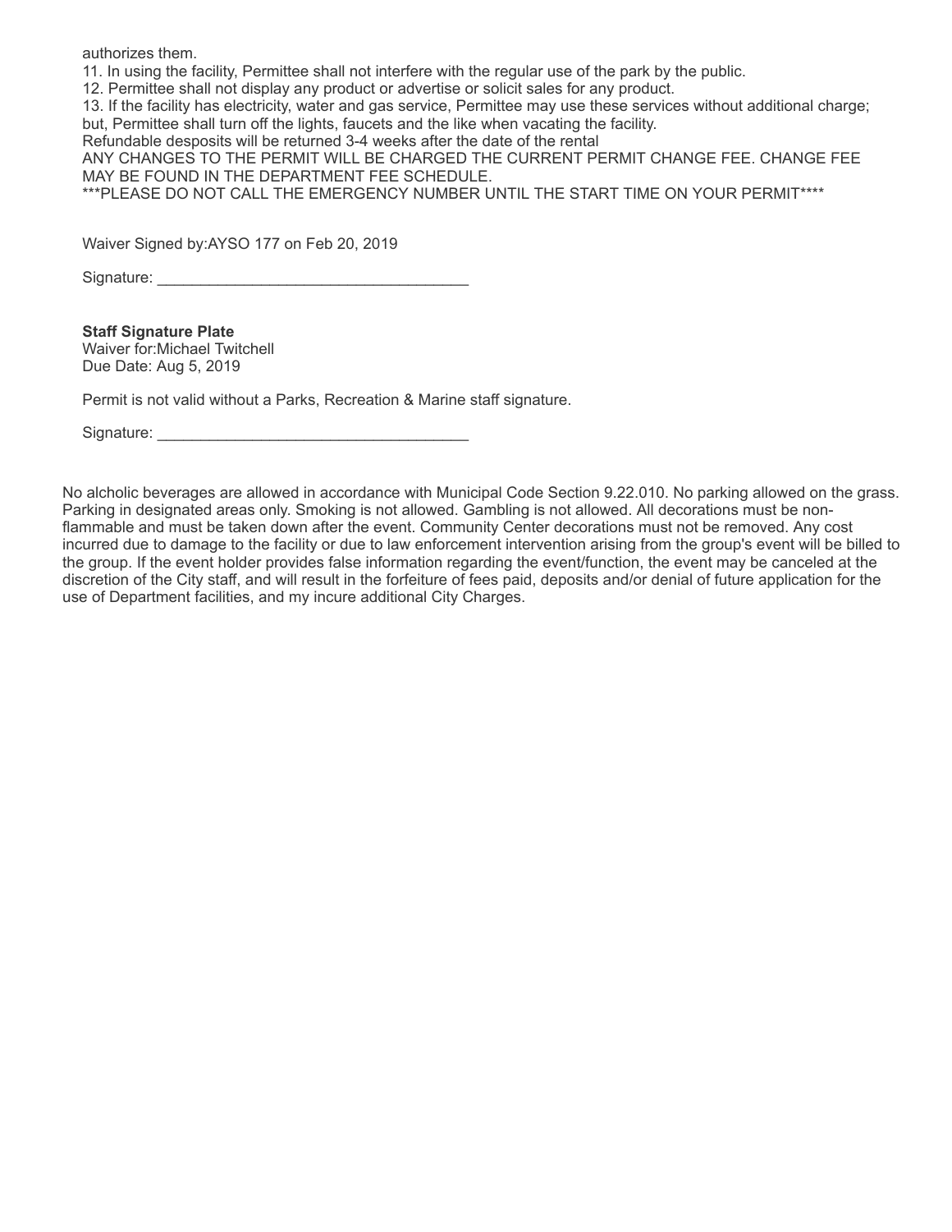authorizes them.

11. In using the facility, Permittee shall not interfere with the regular use of the park by the public.
12. Permittee shall not display any product or advertise or solicit sales for any product.
13. If the facility has electricity, water and gas service, Permittee may use these services without additional charge; but, Permittee shall turn off the lights, faucets and the like when vacating the facility.

Refundable desposits will be returned 3-4 weeks after the date of the rental

ANY CHANGES TO THE PERMIT WILL BE CHARGED THE CURRENT PERMIT CHANGE FEE. CHANGE FEE MAY BE FOUND IN THE DEPARTMENT FEE SCHEDULE.

***PLEASE DO NOT CALL THE EMERGENCY NUMBER UNTIL THE START TIME ON YOUR PERMIT****

Waiver Signed by:AYSO 177 on Feb 20, 2019

Signature: ____________________________________

**Staff Signature Plate**

Waiver for:Michael Twitchell

Due Date: Aug 5, 2019

Permit is not valid without a Parks, Recreation & Marine staff signature.

Signature: ____________________________________

No alcholic beverages are allowed in accordance with Municipal Code Section 9.22.010. No parking allowed on the grass. Parking in designated areas only. Smoking is not allowed. Gambling is not allowed. All decorations must be non-flammable and must be taken down after the event. Community Center decorations must not be removed. Any cost incurred due to damage to the facility or due to law enforcement intervention arising from the group's event will be billed to the group. If the event holder provides false information regarding the event/function, the event may be canceled at the discretion of the City staff, and will result in the forfeiture of fees paid, deposits and/or denial of future application for the use of Department facilities, and my incure additional City Charges.